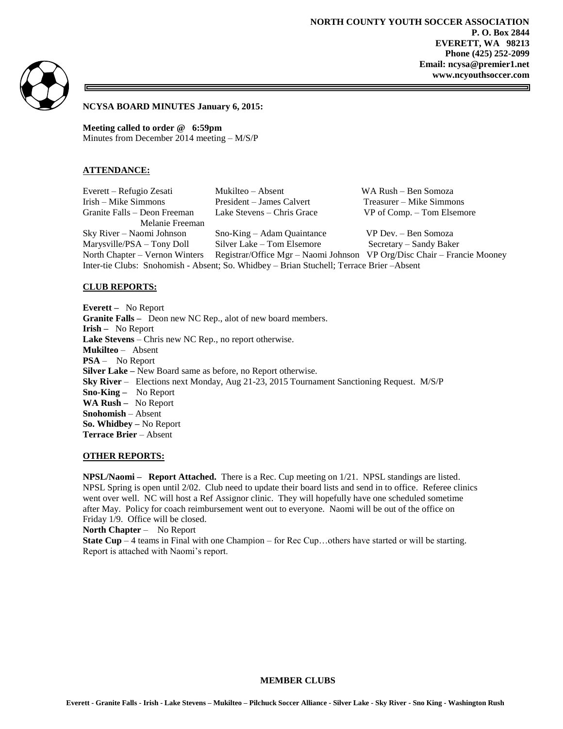**NORTH COUNTY YOUTH SOCCER ASSOCIATION**
**P. O. Box 2844**
**EVERETT, WA 98213**
**Phone (425) 252-2099**
**Email: ncysa@premier1.net**
**www.ncyouthsoccer.com**

**NCYSA BOARD MINUTES January 6, 2015:**

**Meeting called to order @ 6:59pm**
Minutes from December 2014 meeting – M/S/P

## ATTENDANCE:

| | | |
|---|---|---|
| Everett – Refugio Zesati | Mukilteo – Absent | WA Rush – Ben Somoza |
| Irish – Mike Simmons | President – James Calvert | Treasurer – Mike Simmons |
| Granite Falls – Deon Freeman, Melanie Freeman | Lake Stevens – Chris Grace | VP of Comp. – Tom Elsemore |
| Sky River – Naomi Johnson | Sno-King – Adam Quaintance | VP Dev. – Ben Somoza |
| Marysville/PSA – Tony Doll | Silver Lake – Tom Elsemore | Secretary – Sandy Baker |
| North Chapter – Vernon Winters | Registrar/Office Mgr – Naomi Johnson | VP Org/Disc Chair – Francie Mooney |

Inter-tie Clubs: Snohomish - Absent; So. Whidbey – Brian Stuchell; Terrace Brier –Absent

## CLUB REPORTS:

**Everett –** No Report
**Granite Falls –** Deon new NC Rep., alot of new board members.
**Irish –** No Report
**Lake Stevens** – Chris new NC Rep., no report otherwise.
**Mukilteo** – Absent
**PSA** – No Report
**Silver Lake –** New Board same as before, no Report otherwise.
**Sky River** – Elections next Monday, Aug 21-23, 2015 Tournament Sanctioning Request. M/S/P
**Sno-King –** No Report
**WA Rush –** No Report
**Snohomish** – Absent
**So. Whidbey –** No Report
**Terrace Brier** – Absent

## OTHER REPORTS:

**NPSL/Naomi – Report Attached.** There is a Rec. Cup meeting on 1/21. NPSL standings are listed. NPSL Spring is open until 2/02. Club need to update their board lists and send in to office. Referee clinics went over well. NC will host a Ref Assignor clinic. They will hopefully have one scheduled sometime after May. Policy for coach reimbursement went out to everyone. Naomi will be out of the office on Friday 1/9. Office will be closed.
**North Chapter** – No Report
**State Cup** – 4 teams in Final with one Champion – for Rec Cup…others have started or will be starting. Report is attached with Naomi's report.

**MEMBER CLUBS**

**Everett - Granite Falls - Irish - Lake Stevens – Mukilteo – Pilchuck Soccer Alliance - Silver Lake - Sky River - Sno King - Washington Rush**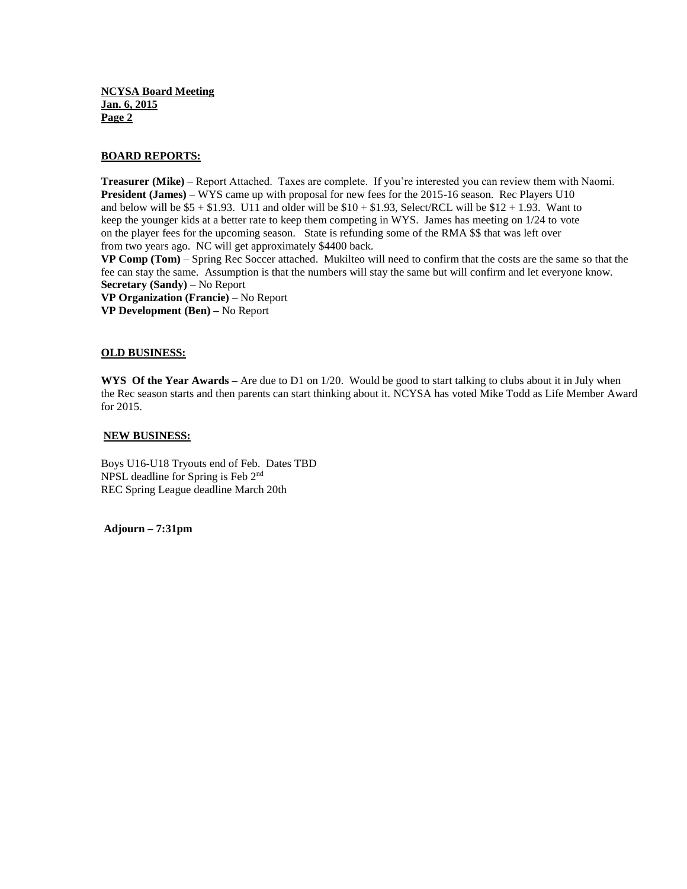**BOARD REPORTS:**

**Treasurer (Mike)** – Report Attached. Taxes are complete. If you're interested you can review them with Naomi.
**President (James)** – WYS came up with proposal for new fees for the 2015-16 season. Rec Players U10 and below will be $5 + $1.93. U11 and older will be $10 + $1.93, Select/RCL will be $12 + 1.93. Want to keep the younger kids at a better rate to keep them competing in WYS. James has meeting on 1/24 to vote on the player fees for the upcoming season. State is refunding some of the RMA $$ that was left over from two years ago. NC will get approximately $4400 back.
**VP Comp (Tom)** – Spring Rec Soccer attached. Mukilteo will need to confirm that the costs are the same so that the fee can stay the same. Assumption is that the numbers will stay the same but will confirm and let everyone know.
**Secretary (Sandy)** – No Report
**VP Organization (Francie)** – No Report
**VP Development (Ben) –** No Report

**OLD BUSINESS:**

**WYS Of the Year Awards –** Are due to D1 on 1/20. Would be good to start talking to clubs about it in July when the Rec season starts and then parents can start thinking about it. NCYSA has voted Mike Todd as Life Member Award for 2015.

**NEW BUSINESS:**

Boys U16-U18 Tryouts end of Feb. Dates TBD
NPSL deadline for Spring is Feb 2nd
REC Spring League deadline March 20th

**Adjourn – 7:31pm**